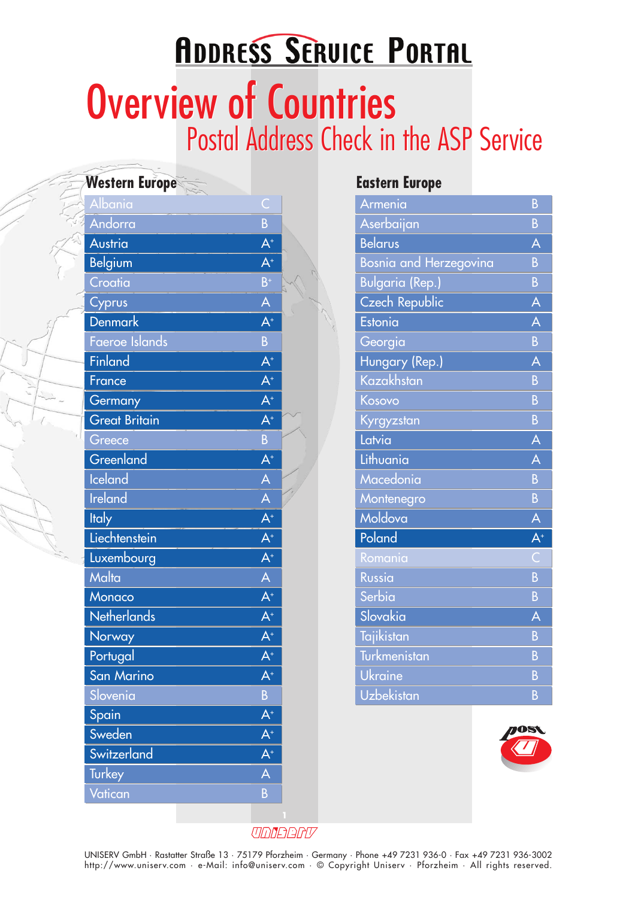# Address Service Portal

# Overview of Countries

## Postal Address Check in the ASP Service

### Western Europe

| Country | Rating |
|---|---|
| Albania | C |
| Andorra | B |
| Austria | A+ |
| Belgium | A+ |
| Croatia | B+ |
| Cyprus | A |
| Denmark | A+ |
| Faeroe Islands | B |
| Finland | A+ |
| France | A+ |
| Germany | A+ |
| Great Britain | A+ |
| Greece | B |
| Greenland | A+ |
| Iceland | A |
| Ireland | A |
| Italy | A+ |
| Liechtenstein | A+ |
| Luxembourg | A+ |
| Malta | A |
| Monaco | A+ |
| Netherlands | A+ |
| Norway | A+ |
| Portugal | A+ |
| San Marino | A+ |
| Slovenia | B |
| Spain | A+ |
| Sweden | A+ |
| Switzerland | A+ |
| Turkey | A |
| Vatican | B |

### Eastern Europe

| Country | Rating |
|---|---|
| Armenia | B |
| Aserbaijan | B |
| Belarus | A |
| Bosnia and Herzegovina | B |
| Bulgaria (Rep.) | B |
| Czech Republic | A |
| Estonia | A |
| Georgia | B |
| Hungary (Rep.) | A |
| Kazakhstan | B |
| Kosovo | B |
| Kyrgyzstan | B |
| Latvia | A |
| Lithuania | A |
| Macedonia | B |
| Montenegro | B |
| Moldova | A |
| Poland | A+ |
| Romania | C |
| Russia | B |
| Serbia | B |
| Slovakia | A |
| Tajikistan | B |
| Turkmenistan | B |
| Ukraine | B |
| Uzbekistan | B |

UNISERV

UNISERV GmbH · Rastatter Straße 13 · 75179 Pforzheim · Germany · Phone +49 7231 936-0 · Fax +49 7231 936-3002
http://www.uniserv.com · e-Mail: info@uniserv.com · © Copyright Uniserv · Pforzheim · All rights reserved.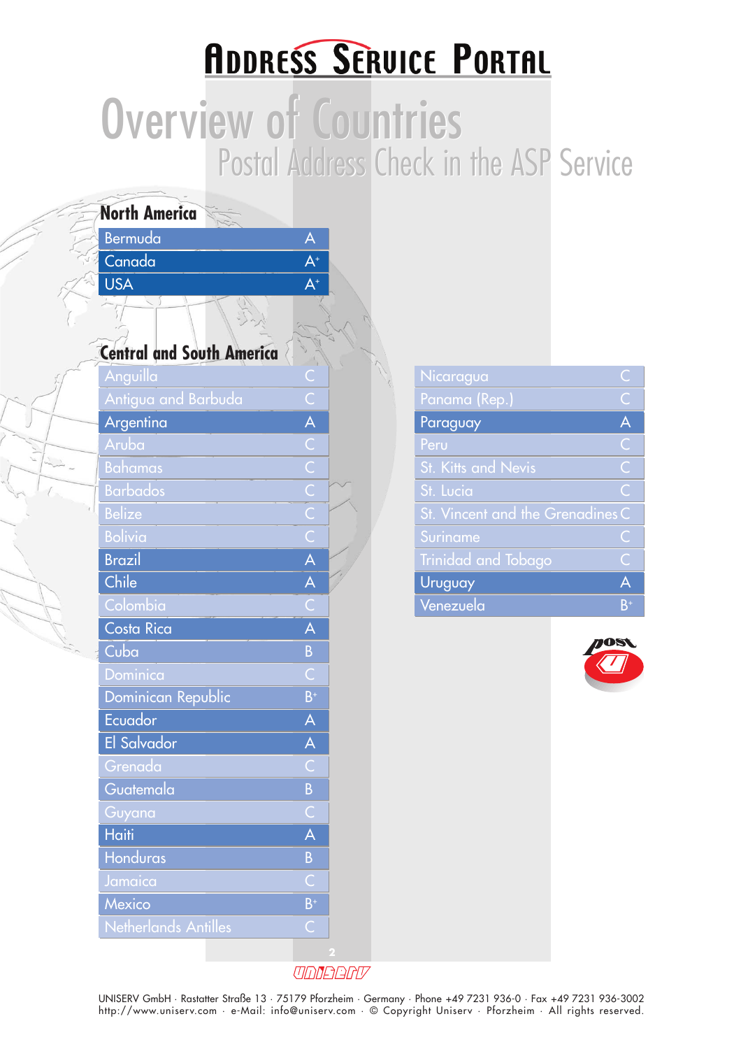# Address Service Portal

# Overview of Countries

## Postal Address Check in the ASP Service

### North America

| Country | Rating |
|---|---|
| Bermuda | A |
| Canada | A+ |
| USA | A+ |

### Central and South America

| Country | Rating |
|---|---|
| Anguilla | C |
| Antigua and Barbuda | C |
| Argentina | A |
| Aruba | C |
| Bahamas | C |
| Barbados | C |
| Belize | C |
| Bolivia | C |
| Brazil | A |
| Chile | A |
| Colombia | C |
| Costa Rica | A |
| Cuba | B |
| Dominica | C |
| Dominican Republic | B+ |
| Ecuador | A |
| El Salvador | A |
| Grenada | C |
| Guatemala | B |
| Guyana | C |
| Haiti | A |
| Honduras | B |
| Jamaica | C |
| Mexico | B+ |
| Netherlands Antilles | C |
| Nicaragua | C |
| Panama (Rep.) | C |
| Paraguay | A |
| Peru | C |
| St. Kitts and Nevis | C |
| St. Lucia | C |
| St. Vincent and the Grenadines | C |
| Suriname | C |
| Trinidad and Tobago | C |
| Uruguay | A |
| Venezuela | B+ |

UNISERV GmbH · Rastatter Straße 13 · 75179 Pforzheim · Germany · Phone +49 7231 936-0 · Fax +49 7231 936-3002
http://www.uniserv.com · e-Mail: info@uniserv.com · © Copyright Uniserv · Pforzheim · All rights reserved.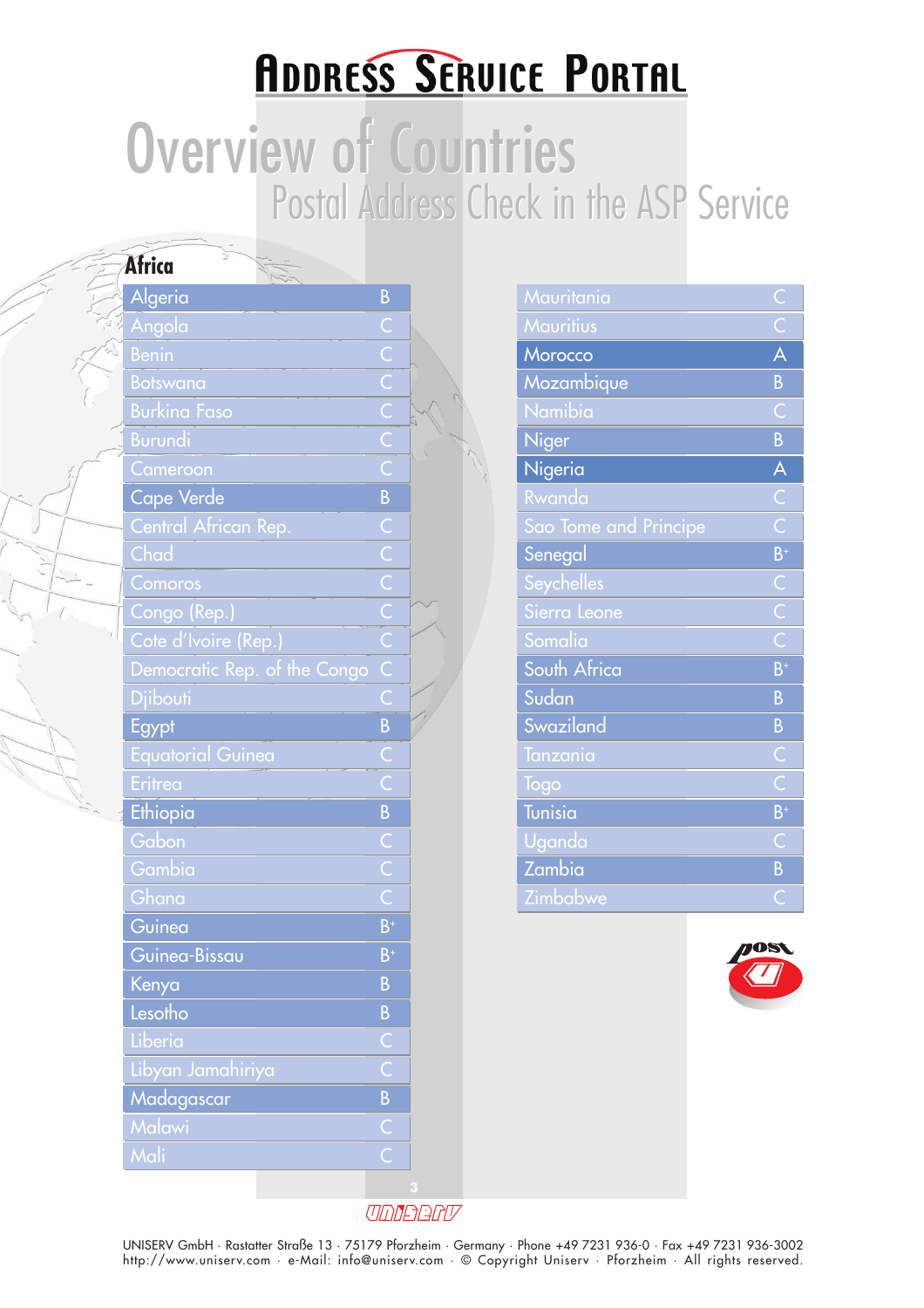# Address Service Portal

## Overview of Countries

### Postal Address Check in the ASP Service

### Africa

| Country | Category |
|---|---|
| Algeria | B |
| Angola | C |
| Benin | C |
| Botswana | C |
| Burkina Faso | C |
| Burundi | C |
| Cameroon | C |
| Cape Verde | B |
| Central African Rep. | C |
| Chad | C |
| Comoros | C |
| Congo (Rep.) | C |
| Cote d'Ivoire (Rep.) | C |
| Democratic Rep. of the Congo | C |
| Djibouti | C |
| Egypt | B |
| Equatorial Guinea | C |
| Eritrea | C |
| Ethiopia | B |
| Gabon | C |
| Gambia | C |
| Ghana | C |
| Guinea | B+ |
| Guinea-Bissau | B+ |
| Kenya | B |
| Lesotho | B |
| Liberia | C |
| Libyan Jamahiriya | C |
| Madagascar | B |
| Malawi | C |
| Mali | C |
| Mauritania | C |
| Mauritius | C |
| Morocco | A |
| Mozambique | B |
| Namibia | C |
| Niger | B |
| Nigeria | A |
| Rwanda | C |
| Sao Tome and Principe | C |
| Senegal | B+ |
| Seychelles | C |
| Sierra Leone | C |
| Somalia | C |
| South Africa | B+ |
| Sudan | B |
| Swaziland | B |
| Tanzania | C |
| Togo | C |
| Tunisia | B+ |
| Uganda | C |
| Zambia | B |
| Zimbabwe | C |

UNISERV

UNISERV GmbH · Rastatter Straße 13 · 75179 Pforzheim · Germany · Phone +49 7231 936-0 · Fax +49 7231 936-3002
http://www.uniserv.com · e-Mail: info@uniserv.com · © Copyright Uniserv · Pforzheim · All rights reserved.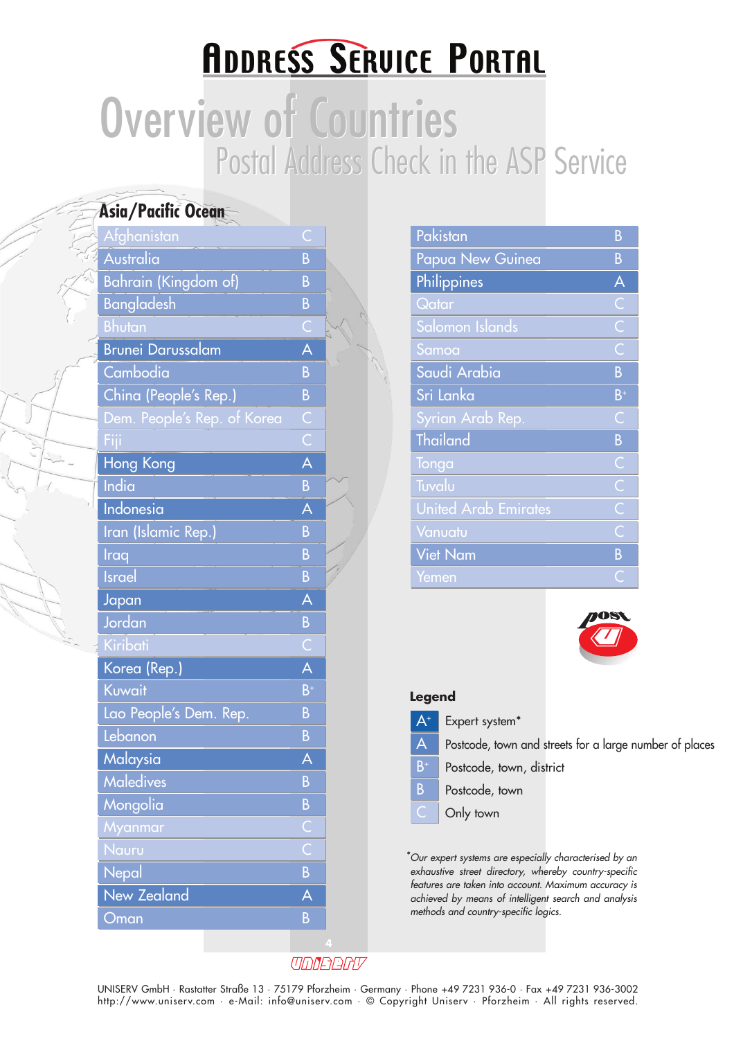# Address Service Portal

# Overview of Countries

## Postal Address Check in the ASP Service

### Asia/Pacific Ocean

| | |
|---|---|
| Afghanistan | C |
| Australia | B |
| Bahrain (Kingdom of) | B |
| Bangladesh | B |
| Bhutan | C |
| Brunei Darussalam | A |
| Cambodia | B |
| China (People's Rep.) | B |
| Dem. People's Rep. of Korea | C |
| Fiji | C |
| Hong Kong | A |
| India | B |
| Indonesia | A |
| Iran (Islamic Rep.) | B |
| Iraq | B |
| Israel | B |
| Japan | A |
| Jordan | B |
| Kiribati | C |
| Korea (Rep.) | A |
| Kuwait | B+ |
| Lao People's Dem. Rep. | B |
| Lebanon | B |
| Malaysia | A |
| Maledives | B |
| Mongolia | B |
| Myanmar | C |
| Nauru | C |
| Nepal | B |
| New Zealand | A |
| Oman | B |
| Pakistan | B |
| Papua New Guinea | B |
| Philippines | A |
| Qatar | C |
| Salomon Islands | C |
| Samoa | C |
| Saudi Arabia | B |
| Sri Lanka | B+ |
| Syrian Arab Rep. | C |
| Thailand | B |
| Tonga | C |
| Tuvalu | C |
| United Arab Emirates | C |
| Vanuatu | C |
| Viet Nam | B |
| Yemen | C |

**Legend**

| | |
|---|---|
| A+ | Expert system* |
| A | Postcode, town and streets for a large number of places |
| B+ | Postcode, town, district |
| B | Postcode, town |
| C | Only town |

*\*Our expert systems are especially characterised by an exhaustive street directory, whereby country-specific features are taken into account. Maximum accuracy is achieved by means of intelligent search and analysis methods and country-specific logics.*

UNISERV

UNISERV GmbH · Rastatter Straße 13 · 75179 Pforzheim · Germany · Phone +49 7231 936-0 · Fax +49 7231 936-3002
http://www.uniserv.com · e-Mail: info@uniserv.com · © Copyright Uniserv · Pforzheim · All rights reserved.